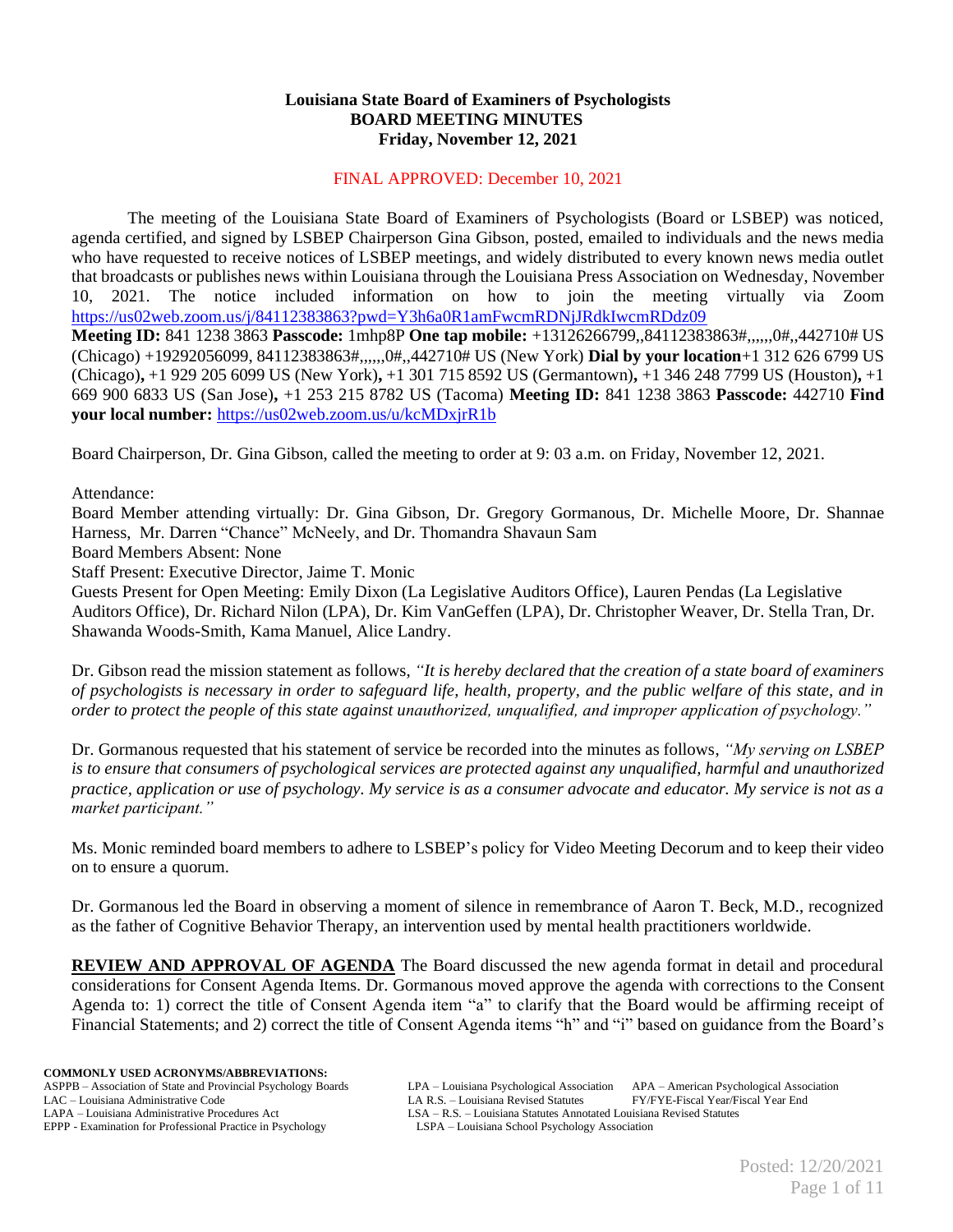**Louisiana State Board of Examiners of Psychologists**
**BOARD MEETING MINUTES**
**Friday, November 12, 2021**

FINAL APPROVED: December 10, 2021

The meeting of the Louisiana State Board of Examiners of Psychologists (Board or LSBEP) was noticed, agenda certified, and signed by LSBEP Chairperson Gina Gibson, posted, emailed to individuals and the news media who have requested to receive notices of LSBEP meetings, and widely distributed to every known news media outlet that broadcasts or publishes news within Louisiana through the Louisiana Press Association on Wednesday, November 10, 2021. The notice included information on how to join the meeting virtually via Zoom https://us02web.zoom.us/j/84112383863?pwd=Y3h6a0R1amFwcmRDNjJRdkIwcmRDdz09
**Meeting ID:** 841 1238 3863 **Passcode:** 1mhp8P **One tap mobile:** +13126266799,,84112383863#,,,,,,0#,,442710# US (Chicago) +19292056099, 84112383863#,,,,,,0#,,442710# US (New York) **Dial by your location**+1 312 626 6799 US (Chicago)**,** +1 929 205 6099 US (New York)**,** +1 301 715 8592 US (Germantown)**,** +1 346 248 7799 US (Houston)**,** +1 669 900 6833 US (San Jose)**,** +1 253 215 8782 US (Tacoma) **Meeting ID:** 841 1238 3863 **Passcode:** 442710 **Find your local number:** https://us02web.zoom.us/u/kcMDxjrR1b

Board Chairperson, Dr. Gina Gibson, called the meeting to order at 9: 03 a.m. on Friday, November 12, 2021.

Attendance:
Board Member attending virtually: Dr. Gina Gibson, Dr. Gregory Gormanous, Dr. Michelle Moore, Dr. Shannae Harness, Mr. Darren "Chance" McNeely, and Dr. Thomandra Shavaun Sam
Board Members Absent: None
Staff Present: Executive Director, Jaime T. Monic
Guests Present for Open Meeting: Emily Dixon (La Legislative Auditors Office), Lauren Pendas (La Legislative Auditors Office), Dr. Richard Nilon (LPA), Dr. Kim VanGeffen (LPA), Dr. Christopher Weaver, Dr. Stella Tran, Dr. Shawanda Woods-Smith, Kama Manuel, Alice Landry.

Dr. Gibson read the mission statement as follows, *"It is hereby declared that the creation of a state board of examiners of psychologists is necessary in order to safeguard life, health, property, and the public welfare of this state, and in order to protect the people of this state against unauthorized, unqualified, and improper application of psychology."*

Dr. Gormanous requested that his statement of service be recorded into the minutes as follows, *"My serving on LSBEP is to ensure that consumers of psychological services are protected against any unqualified, harmful and unauthorized practice, application or use of psychology. My service is as a consumer advocate and educator. My service is not as a market participant."*

Ms. Monic reminded board members to adhere to LSBEP's policy for Video Meeting Decorum and to keep their video on to ensure a quorum.

Dr. Gormanous led the Board in observing a moment of silence in remembrance of Aaron T. Beck, M.D., recognized as the father of Cognitive Behavior Therapy, an intervention used by mental health practitioners worldwide.

**REVIEW AND APPROVAL OF AGENDA** The Board discussed the new agenda format in detail and procedural considerations for Consent Agenda Items. Dr. Gormanous moved approve the agenda with corrections to the Consent Agenda to: 1) correct the title of Consent Agenda item "a" to clarify that the Board would be affirming receipt of Financial Statements; and 2) correct the title of Consent Agenda items "h" and "i" based on guidance from the Board's

**COMMONLY USED ACRONYMS/ABBREVIATIONS:**
ASPPB – Association of State and Provincial Psychology Boards
LAC – Louisiana Administrative Code
LAPA – Louisiana Administrative Procedures Act
EPPP - Examination for Professional Practice in Psychology
LPA – Louisiana Psychological Association
LA R.S. – Louisiana Revised Statutes
LSA – R.S. – Louisiana Statutes Annotated Louisiana Revised Statutes
LSPA – Louisiana School Psychology Association
APA – American Psychological Association
FY/FYE-Fiscal Year/Fiscal Year End

Posted: 12/20/2021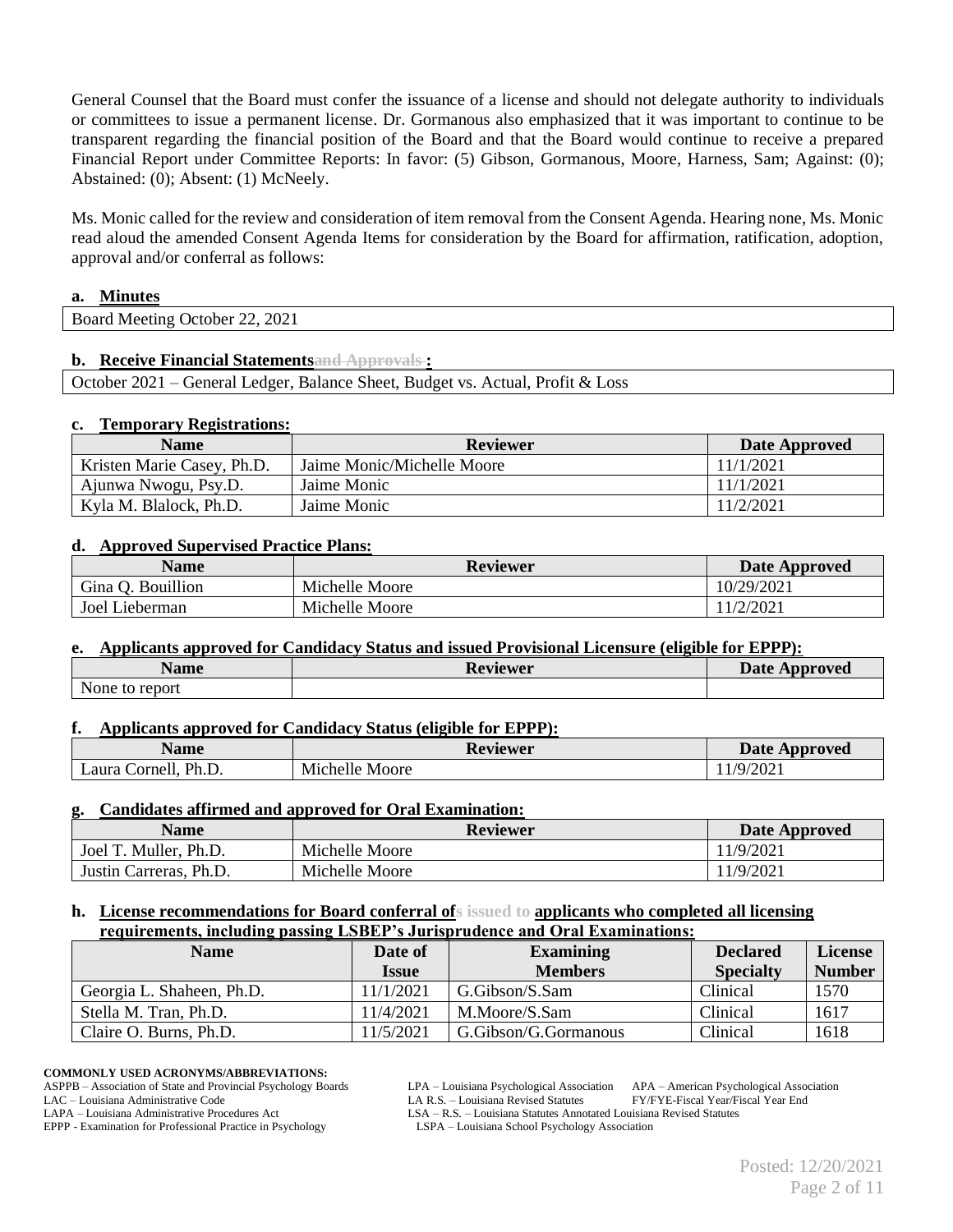General Counsel that the Board must confer the issuance of a license and should not delegate authority to individuals or committees to issue a permanent license. Dr. Gormanous also emphasized that it was important to continue to be transparent regarding the financial position of the Board and that the Board would continue to receive a prepared Financial Report under Committee Reports: In favor: (5) Gibson, Gormanous, Moore, Harness, Sam; Against: (0); Abstained: (0); Absent: (1) McNeely.

Ms. Monic called for the review and consideration of item removal from the Consent Agenda. Hearing none, Ms. Monic read aloud the amended Consent Agenda Items for consideration by the Board for affirmation, ratification, adoption, approval and/or conferral as follows:

**a. Minutes**

| Board Meeting October 22, 2021 |
|---|

**b. Receive Financial Statements~~and Approvals~~:**

| October 2021 – General Ledger, Balance Sheet, Budget vs. Actual, Profit & Loss |
|---|

**c. Temporary Registrations:**

| Name | Reviewer | Date Approved |
|---|---|---|
| Kristen Marie Casey, Ph.D. | Jaime Monic/Michelle Moore | 11/1/2021 |
| Ajunwa Nwogu, Psy.D. | Jaime Monic | 11/1/2021 |
| Kyla M. Blalock, Ph.D. | Jaime Monic | 11/2/2021 |

**d. Approved Supervised Practice Plans:**

| Name | Reviewer | Date Approved |
|---|---|---|
| Gina Q. Bouillion | Michelle Moore | 10/29/2021 |
| Joel Lieberman | Michelle Moore | 11/2/2021 |

**e. Applicants approved for Candidacy Status and issued Provisional Licensure (eligible for EPPP):**

| Name | Reviewer | Date Approved |
|---|---|---|
| None to report | | |

**f. Applicants approved for Candidacy Status (eligible for EPPP):**

| Name | Reviewer | Date Approved |
|---|---|---|
| Laura Cornell, Ph.D. | Michelle Moore | 11/9/2021 |

**g. Candidates affirmed and approved for Oral Examination:**

| Name | Reviewer | Date Approved |
|---|---|---|
| Joel T. Muller, Ph.D. | Michelle Moore | 11/9/2021 |
| Justin Carreras, Ph.D. | Michelle Moore | 11/9/2021 |

**h. License recommendations for Board conferral of~~s issued to~~ applicants who completed all licensing requirements, including passing LSBEP's Jurisprudence and Oral Examinations:**

| Name | Date of Issue | Examining Members | Declared Specialty | License Number |
|---|---|---|---|---|
| Georgia L. Shaheen, Ph.D. | 11/1/2021 | G.Gibson/S.Sam | Clinical | 1570 |
| Stella M. Tran, Ph.D. | 11/4/2021 | M.Moore/S.Sam | Clinical | 1617 |
| Claire O. Burns, Ph.D. | 11/5/2021 | G.Gibson/G.Gormanous | Clinical | 1618 |

**COMMONLY USED ACRONYMS/ABBREVIATIONS:**

ASPPB – Association of State and Provincial Psychology Boards
LAC – Louisiana Administrative Code
LAPA – Louisiana Administrative Procedures Act
EPPP - Examination for Professional Practice in Psychology
LPA – Louisiana Psychological Association
LA R.S. – Louisiana Revised Statutes
LSA – R.S. – Louisiana Statutes Annotated Louisiana Revised Statutes
LSPA – Louisiana School Psychology Association
APA – American Psychological Association
FY/FYE-Fiscal Year/Fiscal Year End

Posted: 12/20/2021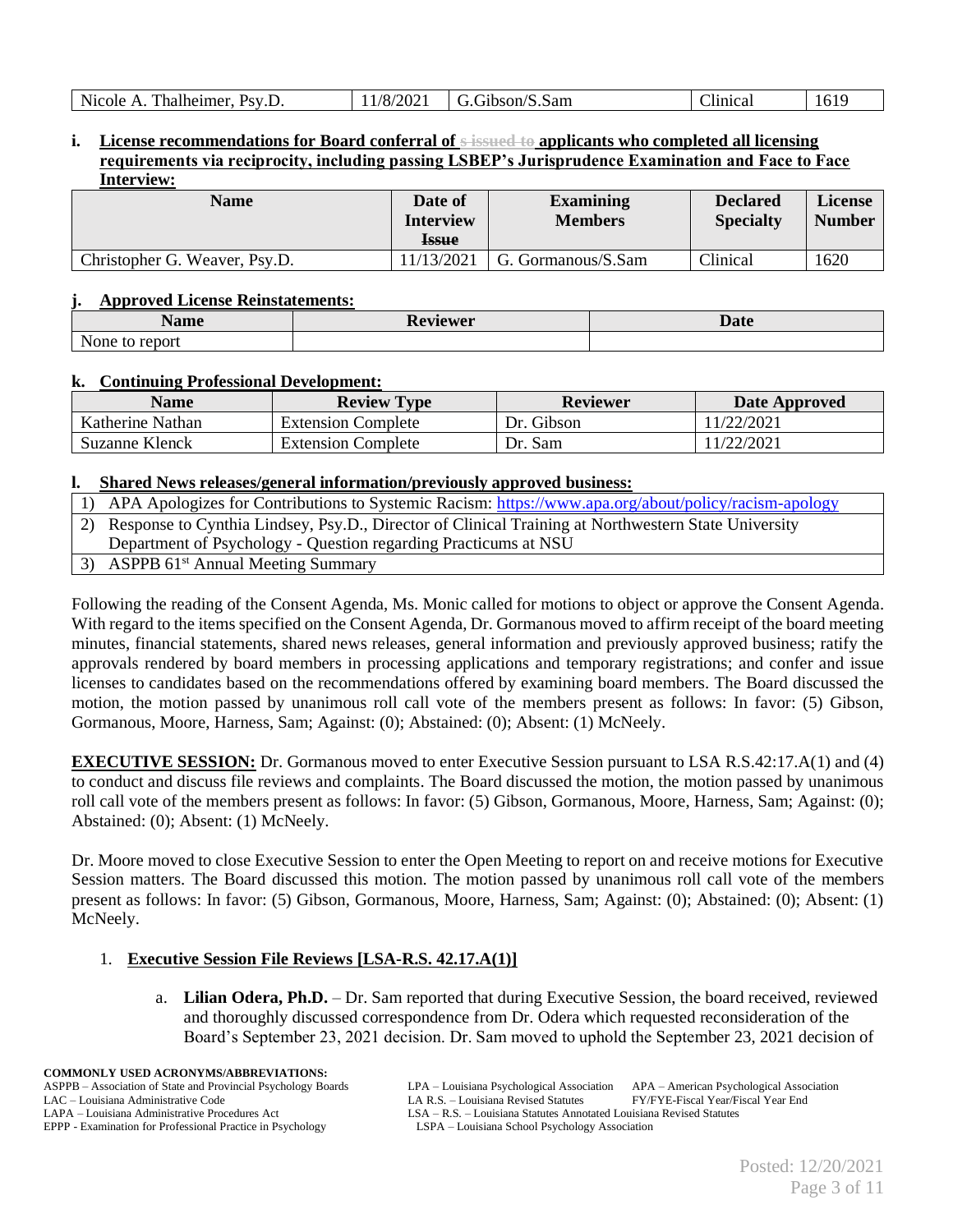| Nicole A. Thalheimer, Psy.D. | 11/8/2021 | G.Gibson/S.Sam | Clinical | 1619 |
|---|---|---|---|---|

**i. License recommendations for Board conferral of ~~s issued to~~ applicants who completed all licensing requirements via reciprocity, including passing LSBEP's Jurisprudence Examination and Face to Face Interview:**

| Name | Date of Interview ~~Issue~~ | Examining Members | Declared Specialty | License Number |
|---|---|---|---|---|
| Christopher G. Weaver, Psy.D. | 11/13/2021 | G. Gormanous/S.Sam | Clinical | 1620 |

**j. Approved License Reinstatements:**

| Name | Reviewer | Date |
|---|---|---|
| None to report | | |

**k. Continuing Professional Development:**

| Name | Review Type | Reviewer | Date Approved |
|---|---|---|---|
| Katherine Nathan | Extension Complete | Dr. Gibson | 11/22/2021 |
| Suzanne Klenck | Extension Complete | Dr. Sam | 11/22/2021 |

**l. Shared News releases/general information/previously approved business:**

1) APA Apologizes for Contributions to Systemic Racism: https://www.apa.org/about/policy/racism-apology
2) Response to Cynthia Lindsey, Psy.D., Director of Clinical Training at Northwestern State University Department of Psychology - Question regarding Practicums at NSU
3) ASPPB 61st Annual Meeting Summary

Following the reading of the Consent Agenda, Ms. Monic called for motions to object or approve the Consent Agenda. With regard to the items specified on the Consent Agenda, Dr. Gormanous moved to affirm receipt of the board meeting minutes, financial statements, shared news releases, general information and previously approved business; ratify the approvals rendered by board members in processing applications and temporary registrations; and confer and issue licenses to candidates based on the recommendations offered by examining board members. The Board discussed the motion, the motion passed by unanimous roll call vote of the members present as follows: In favor: (5) Gibson, Gormanous, Moore, Harness, Sam; Against: (0); Abstained: (0); Absent: (1) McNeely.

**EXECUTIVE SESSION:** Dr. Gormanous moved to enter Executive Session pursuant to LSA R.S.42:17.A(1) and (4) to conduct and discuss file reviews and complaints. The Board discussed the motion, the motion passed by unanimous roll call vote of the members present as follows: In favor: (5) Gibson, Gormanous, Moore, Harness, Sam; Against: (0); Abstained: (0); Absent: (1) McNeely.

Dr. Moore moved to close Executive Session to enter the Open Meeting to report on and receive motions for Executive Session matters. The Board discussed this motion. The motion passed by unanimous roll call vote of the members present as follows: In favor: (5) Gibson, Gormanous, Moore, Harness, Sam; Against: (0); Abstained: (0); Absent: (1) McNeely.

1. **Executive Session File Reviews [LSA-R.S. 42.17.A(1)]**

   a. **Lilian Odera, Ph.D.** – Dr. Sam reported that during Executive Session, the board received, reviewed and thoroughly discussed correspondence from Dr. Odera which requested reconsideration of the Board's September 23, 2021 decision. Dr. Sam moved to uphold the September 23, 2021 decision of

**COMMONLY USED ACRONYMS/ABBREVIATIONS:**
ASPPB – Association of State and Provincial Psychology Boards
LAC – Louisiana Administrative Code
LAPA – Louisiana Administrative Procedures Act
EPPP - Examination for Professional Practice in Psychology
LPA – Louisiana Psychological Association
LA R.S. – Louisiana Revised Statutes
LSA – R.S. – Louisiana Statutes Annotated Louisiana Revised Statutes
LSPA – Louisiana School Psychology Association
APA – American Psychological Association
FY/FYE-Fiscal Year/Fiscal Year End

Posted: 12/20/2021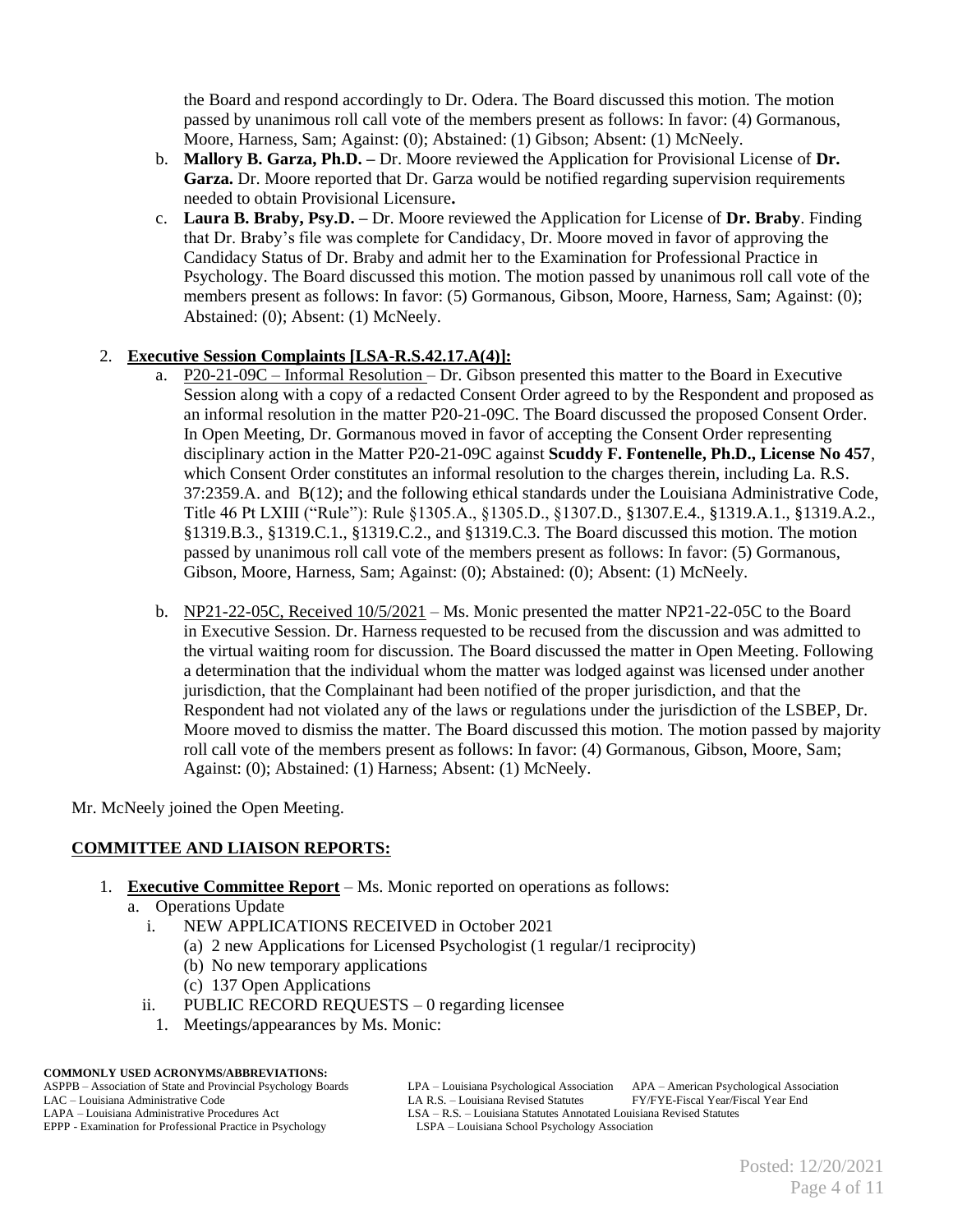the Board and respond accordingly to Dr. Odera. The Board discussed this motion. The motion passed by unanimous roll call vote of the members present as follows: In favor: (4) Gormanous, Moore, Harness, Sam; Against: (0); Abstained: (1) Gibson; Absent: (1) McNeely.

b. **Mallory B. Garza, Ph.D. –** Dr. Moore reviewed the Application for Provisional License of **Dr. Garza.** Dr. Moore reported that Dr. Garza would be notified regarding supervision requirements needed to obtain Provisional Licensure**.**

c. **Laura B. Braby, Psy.D. –** Dr. Moore reviewed the Application for License of **Dr. Braby**. Finding that Dr. Braby's file was complete for Candidacy, Dr. Moore moved in favor of approving the Candidacy Status of Dr. Braby and admit her to the Examination for Professional Practice in Psychology. The Board discussed this motion. The motion passed by unanimous roll call vote of the members present as follows: In favor: (5) Gormanous, Gibson, Moore, Harness, Sam; Against: (0); Abstained: (0); Absent: (1) McNeely.

2. **Executive Session Complaints [LSA-R.S.42.17.A(4)]:**

   a. P20-21-09C – Informal Resolution – Dr. Gibson presented this matter to the Board in Executive Session along with a copy of a redacted Consent Order agreed to by the Respondent and proposed as an informal resolution in the matter P20-21-09C. The Board discussed the proposed Consent Order. In Open Meeting, Dr. Gormanous moved in favor of accepting the Consent Order representing disciplinary action in the Matter P20-21-09C against **Scuddy F. Fontenelle, Ph.D., License No 457**, which Consent Order constitutes an informal resolution to the charges therein, including La. R.S. 37:2359.A. and B(12); and the following ethical standards under the Louisiana Administrative Code, Title 46 Pt LXIII ("Rule"): Rule §1305.A., §1305.D., §1307.D., §1307.E.4., §1319.A.1., §1319.A.2., §1319.B.3., §1319.C.1., §1319.C.2., and §1319.C.3. The Board discussed this motion. The motion passed by unanimous roll call vote of the members present as follows: In favor: (5) Gormanous, Gibson, Moore, Harness, Sam; Against: (0); Abstained: (0); Absent: (1) McNeely.

   b. NP21-22-05C, Received 10/5/2021 – Ms. Monic presented the matter NP21-22-05C to the Board in Executive Session. Dr. Harness requested to be recused from the discussion and was admitted to the virtual waiting room for discussion. The Board discussed the matter in Open Meeting. Following a determination that the individual whom the matter was lodged against was licensed under another jurisdiction, that the Complainant had been notified of the proper jurisdiction, and that the Respondent had not violated any of the laws or regulations under the jurisdiction of the LSBEP, Dr. Moore moved to dismiss the matter. The Board discussed this motion. The motion passed by majority roll call vote of the members present as follows: In favor: (4) Gormanous, Gibson, Moore, Sam; Against: (0); Abstained: (1) Harness; Absent: (1) McNeely.

Mr. McNeely joined the Open Meeting.

## COMMITTEE AND LIAISON REPORTS:

1. **Executive Committee Report** – Ms. Monic reported on operations as follows:
   a. Operations Update
      i. NEW APPLICATIONS RECEIVED in October 2021
         (a) 2 new Applications for Licensed Psychologist (1 regular/1 reciprocity)
         (b) No new temporary applications
         (c) 137 Open Applications
      ii. PUBLIC RECORD REQUESTS – 0 regarding licensee
         1. Meetings/appearances by Ms. Monic:

**COMMONLY USED ACRONYMS/ABBREVIATIONS:**
ASPPB – Association of State and Provincial Psychology Boards
LAC – Louisiana Administrative Code
LAPA – Louisiana Administrative Procedures Act
EPPP - Examination for Professional Practice in Psychology
LPA – Louisiana Psychological Association
LA R.S. – Louisiana Revised Statutes
LSA – R.S. – Louisiana Statutes Annotated Louisiana Revised Statutes
LSPA – Louisiana School Psychology Association
APA – American Psychological Association
FY/FYE-Fiscal Year/Fiscal Year End

Posted: 12/20/2021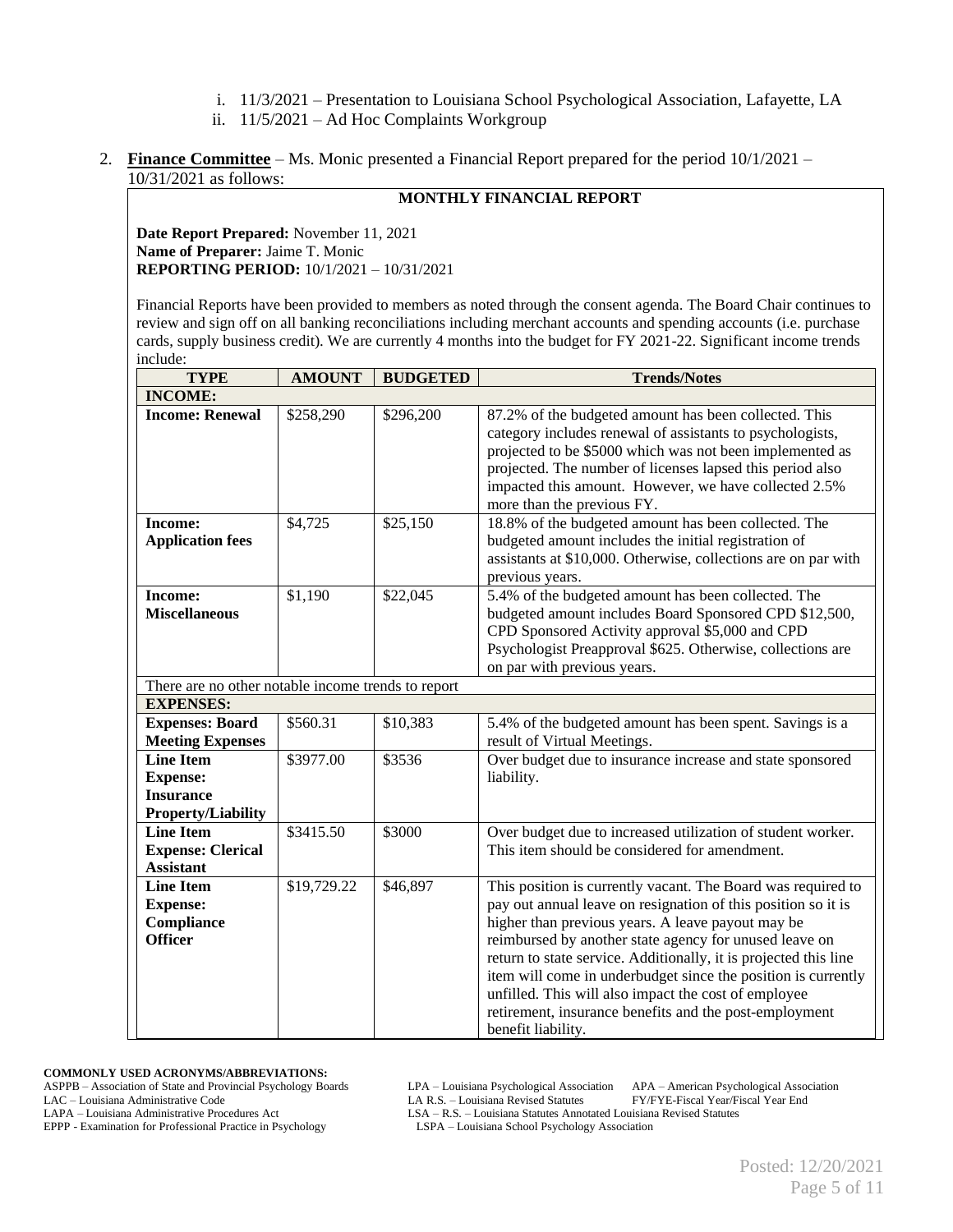i. 11/3/2021 – Presentation to Louisiana School Psychological Association, Lafayette, LA
ii. 11/5/2021 – Ad Hoc Complaints Workgroup

2. **Finance Committee** – Ms. Monic presented a Financial Report prepared for the period 10/1/2021 – 10/31/2021 as follows:

**MONTHLY FINANCIAL REPORT**

**Date Report Prepared:** November 11, 2021
**Name of Preparer:** Jaime T. Monic
**REPORTING PERIOD:** 10/1/2021 – 10/31/2021

Financial Reports have been provided to members as noted through the consent agenda. The Board Chair continues to review and sign off on all banking reconciliations including merchant accounts and spending accounts (i.e. purchase cards, supply business credit). We are currently 4 months into the budget for FY 2021-22. Significant income trends include:

| TYPE | AMOUNT | BUDGETED | Trends/Notes |
|---|---|---|---|
| **INCOME:** | | | |
| **Income: Renewal** | $258,290 | $296,200 | 87.2% of the budgeted amount has been collected. This category includes renewal of assistants to psychologists, projected to be $5000 which was not been implemented as projected. The number of licenses lapsed this period also impacted this amount. However, we have collected 2.5% more than the previous FY. |
| **Income: Application fees** | $4,725 | $25,150 | 18.8% of the budgeted amount has been collected. The budgeted amount includes the initial registration of assistants at $10,000. Otherwise, collections are on par with previous years. |
| **Income: Miscellaneous** | $1,190 | $22,045 | 5.4% of the budgeted amount has been collected. The budgeted amount includes Board Sponsored CPD $12,500, CPD Sponsored Activity approval $5,000 and CPD Psychologist Preapproval $625. Otherwise, collections are on par with previous years. |
| There are no other notable income trends to report | | | |
| **EXPENSES:** | | | |
| **Expenses: Board Meeting Expenses** | $560.31 | $10,383 | 5.4% of the budgeted amount has been spent. Savings is a result of Virtual Meetings. |
| **Line Item Expense: Insurance Property/Liability** | $3977.00 | $3536 | Over budget due to insurance increase and state sponsored liability. |
| **Line Item Expense: Clerical Assistant** | $3415.50 | $3000 | Over budget due to increased utilization of student worker. This item should be considered for amendment. |
| **Line Item Expense: Compliance Officer** | $19,729.22 | $46,897 | This position is currently vacant. The Board was required to pay out annual leave on resignation of this position so it is higher than previous years. A leave payout may be reimbursed by another state agency for unused leave on return to state service. Additionally, it is projected this line item will come in underbudget since the position is currently unfilled. This will also impact the cost of employee retirement, insurance benefits and the post-employment benefit liability. |

**COMMONLY USED ACRONYMS/ABBREVIATIONS:**
ASPPB – Association of State and Provincial Psychology Boards
LAC – Louisiana Administrative Code
LAPA – Louisiana Administrative Procedures Act
EPPP - Examination for Professional Practice in Psychology
LPA – Louisiana Psychological Association
LA R.S. – Louisiana Revised Statutes
LSA – R.S. – Louisiana Statutes Annotated Louisiana Revised Statutes
LSPA – Louisiana School Psychology Association
APA – American Psychological Association
FY/FYE-Fiscal Year/Fiscal Year End

Posted: 12/20/2021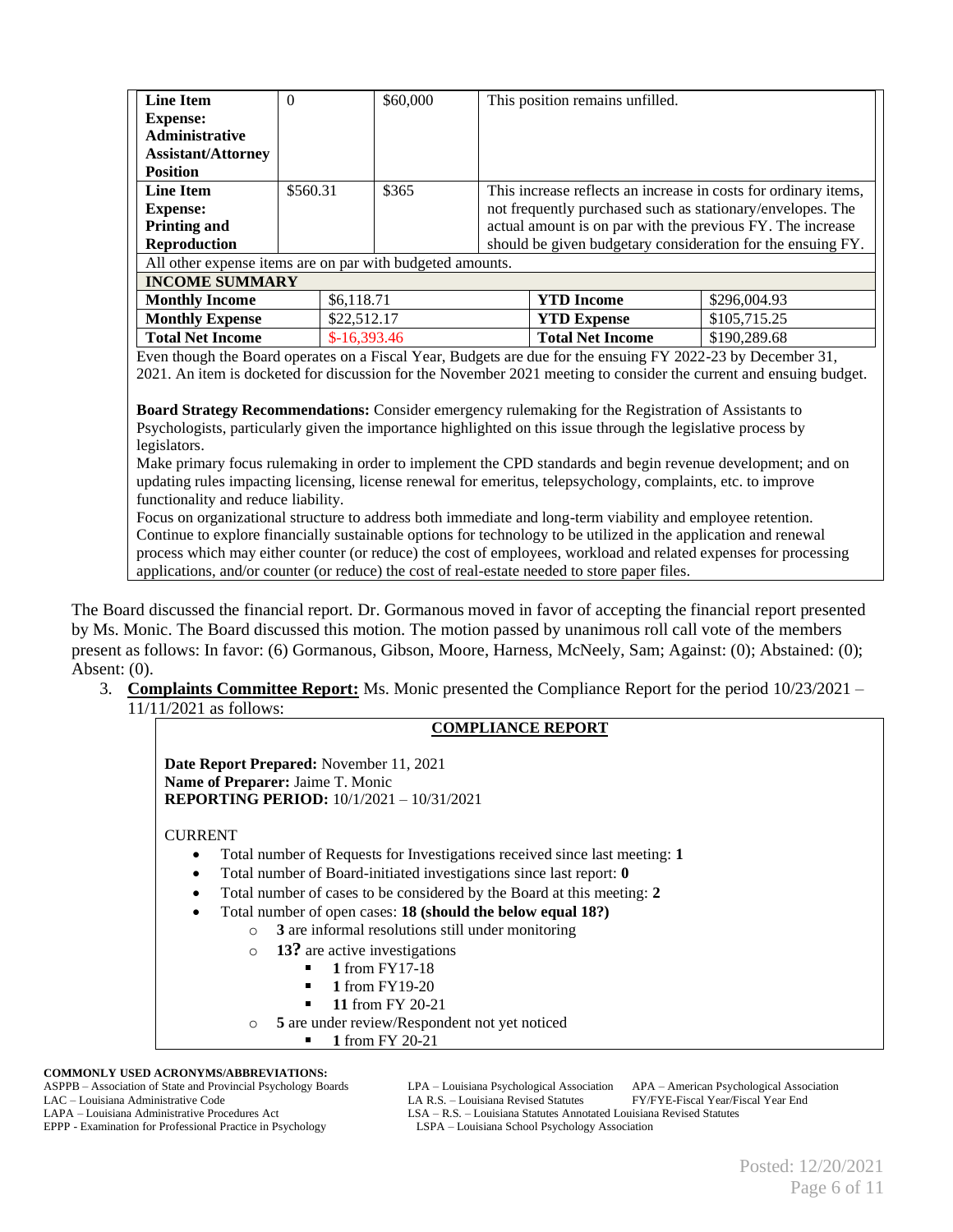| Line Item | | | |
|---|---|---|---|
| **Line Item Expense: Administrative Assistant/Attorney Position** | 0 | $60,000 | This position remains unfilled. |
| **Line Item Expense: Printing and Reproduction** | $560.31 | $365 | This increase reflects an increase in costs for ordinary items, not frequently purchased such as stationary/envelopes. The actual amount is on par with the previous FY. The increase should be given budgetary consideration for the ensuing FY. |

All other expense items are on par with budgeted amounts.

| INCOME SUMMARY | | | |
|---|---|---|---|
| **Monthly Income** | $6,118.71 | **YTD Income** | $296,004.93 |
| **Monthly Expense** | $22,512.17 | **YTD Expense** | $105,715.25 |
| **Total Net Income** | $-16,393.46 | **Total Net Income** | $190,289.68 |

Even though the Board operates on a Fiscal Year, Budgets are due for the ensuing FY 2022-23 by December 31, 2021. An item is docketed for discussion for the November 2021 meeting to consider the current and ensuing budget.

**Board Strategy Recommendations:** Consider emergency rulemaking for the Registration of Assistants to Psychologists, particularly given the importance highlighted on this issue through the legislative process by legislators.

Make primary focus rulemaking in order to implement the CPD standards and begin revenue development; and on updating rules impacting licensing, license renewal for emeritus, telepsychology, complaints, etc. to improve functionality and reduce liability.

Focus on organizational structure to address both immediate and long-term viability and employee retention. Continue to explore financially sustainable options for technology to be utilized in the application and renewal process which may either counter (or reduce) the cost of employees, workload and related expenses for processing applications, and/or counter (or reduce) the cost of real-estate needed to store paper files.

The Board discussed the financial report. Dr. Gormanous moved in favor of accepting the financial report presented by Ms. Monic. The Board discussed this motion. The motion passed by unanimous roll call vote of the members present as follows: In favor: (6) Gormanous, Gibson, Moore, Harness, McNeely, Sam; Against: (0); Abstained: (0); Absent: (0).

3. **Complaints Committee Report:** Ms. Monic presented the Compliance Report for the period 10/23/2021 – 11/11/2021 as follows:

**COMPLIANCE REPORT**

**Date Report Prepared:** November 11, 2021
**Name of Preparer:** Jaime T. Monic
**REPORTING PERIOD:** 10/1/2021 – 10/31/2021

CURRENT

- Total number of Requests for Investigations received since last meeting: **1**
- Total number of Board-initiated investigations since last report: **0**
- Total number of cases to be considered by the Board at this meeting: **2**
- Total number of open cases: **18 (should the below equal 18?)**
  - **3** are informal resolutions still under monitoring
  - **13?** are active investigations
    - **1** from FY17-18
    - **1** from FY19-20
    - **11** from FY 20-21
  - **5** are under review/Respondent not yet noticed
    - **1** from FY 20-21

**COMMONLY USED ACRONYMS/ABBREVIATIONS:**
ASPPB – Association of State and Provincial Psychology Boards
LAC – Louisiana Administrative Code
LAPA – Louisiana Administrative Procedures Act
EPPP - Examination for Professional Practice in Psychology
LPA – Louisiana Psychological Association
LA R.S. – Louisiana Revised Statutes
LSA – R.S. – Louisiana Statutes Annotated Louisiana Revised Statutes
LSPA – Louisiana School Psychology Association
APA – American Psychological Association
FY/FYE-Fiscal Year/Fiscal Year End

Posted: 12/20/2021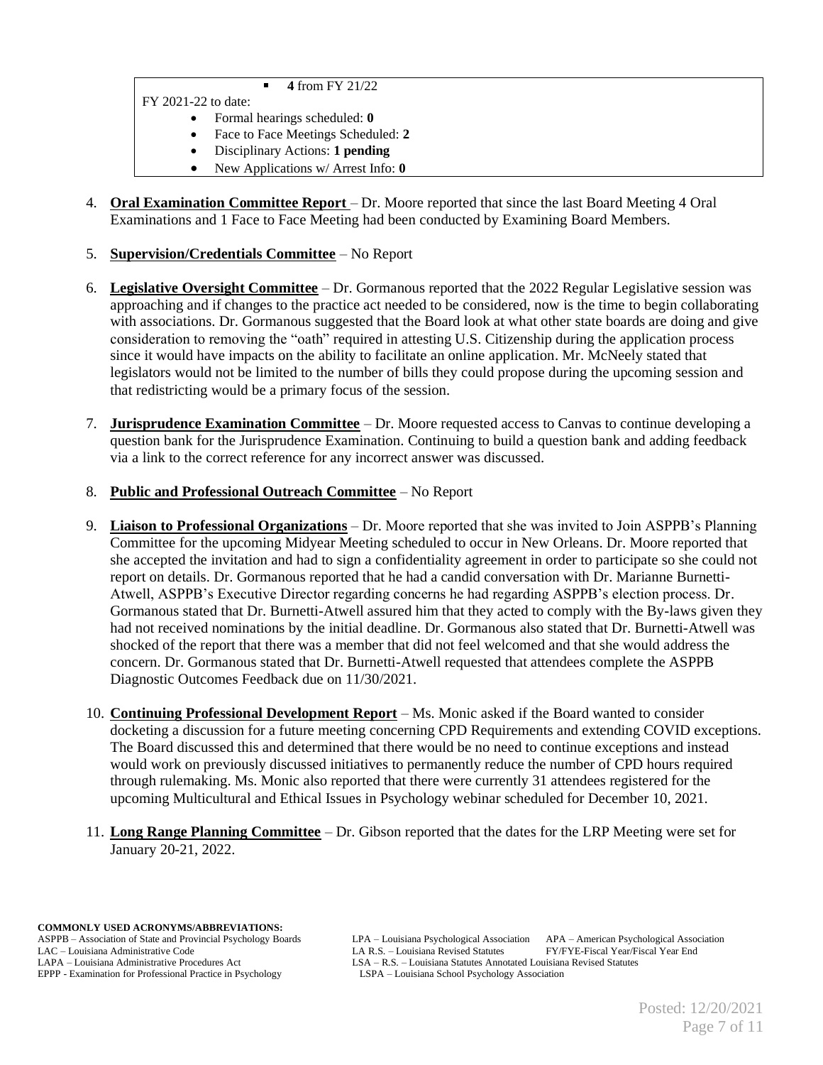- **4** from FY 21/22

FY 2021-22 to date:

- Formal hearings scheduled: **0**
- Face to Face Meetings Scheduled: **2**
- Disciplinary Actions: **1 pending**
- New Applications w/ Arrest Info: **0**

4. **Oral Examination Committee Report** – Dr. Moore reported that since the last Board Meeting 4 Oral Examinations and 1 Face to Face Meeting had been conducted by Examining Board Members.

5. **Supervision/Credentials Committee** – No Report

6. **Legislative Oversight Committee** – Dr. Gormanous reported that the 2022 Regular Legislative session was approaching and if changes to the practice act needed to be considered, now is the time to begin collaborating with associations. Dr. Gormanous suggested that the Board look at what other state boards are doing and give consideration to removing the "oath" required in attesting U.S. Citizenship during the application process since it would have impacts on the ability to facilitate an online application. Mr. McNeely stated that legislators would not be limited to the number of bills they could propose during the upcoming session and that redistricting would be a primary focus of the session.

7. **Jurisprudence Examination Committee** – Dr. Moore requested access to Canvas to continue developing a question bank for the Jurisprudence Examination. Continuing to build a question bank and adding feedback via a link to the correct reference for any incorrect answer was discussed.

8. **Public and Professional Outreach Committee** – No Report

9. **Liaison to Professional Organizations** – Dr. Moore reported that she was invited to Join ASPPB's Planning Committee for the upcoming Midyear Meeting scheduled to occur in New Orleans. Dr. Moore reported that she accepted the invitation and had to sign a confidentiality agreement in order to participate so she could not report on details. Dr. Gormanous reported that he had a candid conversation with Dr. Marianne Burnetti-Atwell, ASPPB's Executive Director regarding concerns he had regarding ASPPB's election process. Dr. Gormanous stated that Dr. Burnetti-Atwell assured him that they acted to comply with the By-laws given they had not received nominations by the initial deadline. Dr. Gormanous also stated that Dr. Burnetti-Atwell was shocked of the report that there was a member that did not feel welcomed and that she would address the concern. Dr. Gormanous stated that Dr. Burnetti-Atwell requested that attendees complete the ASPPB Diagnostic Outcomes Feedback due on 11/30/2021.

10. **Continuing Professional Development Report** – Ms. Monic asked if the Board wanted to consider docketing a discussion for a future meeting concerning CPD Requirements and extending COVID exceptions. The Board discussed this and determined that there would be no need to continue exceptions and instead would work on previously discussed initiatives to permanently reduce the number of CPD hours required through rulemaking. Ms. Monic also reported that there were currently 31 attendees registered for the upcoming Multicultural and Ethical Issues in Psychology webinar scheduled for December 10, 2021.

11. **Long Range Planning Committee** – Dr. Gibson reported that the dates for the LRP Meeting were set for January 20-21, 2022.

**COMMONLY USED ACRONYMS/ABBREVIATIONS:**

ASPPB – Association of State and Provincial Psychology Boards
LAC – Louisiana Administrative Code
LAPA – Louisiana Administrative Procedures Act
EPPP - Examination for Professional Practice in Psychology
LPA – Louisiana Psychological Association
LA R.S. – Louisiana Revised Statutes
LSA – R.S. – Louisiana Statutes Annotated Louisiana Revised Statutes
LSPA – Louisiana School Psychology Association
APA – American Psychological Association
FY/FYE-Fiscal Year/Fiscal Year End

Posted: 12/20/2021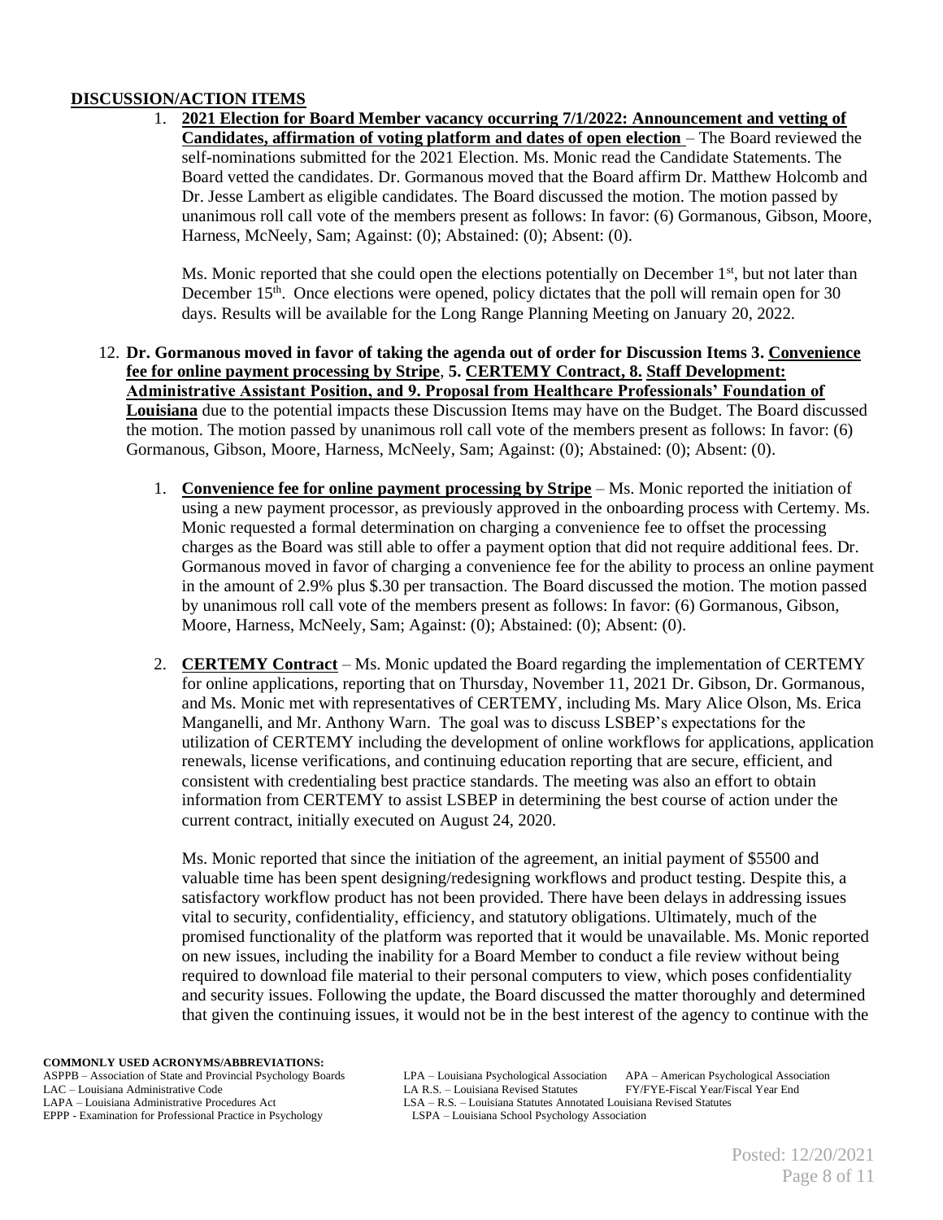## DISCUSSION/ACTION ITEMS

1. **2021 Election for Board Member vacancy occurring 7/1/2022: Announcement and vetting of Candidates, affirmation of voting platform and dates of open election** – The Board reviewed the self-nominations submitted for the 2021 Election. Ms. Monic read the Candidate Statements. The Board vetted the candidates. Dr. Gormanous moved that the Board affirm Dr. Matthew Holcomb and Dr. Jesse Lambert as eligible candidates. The Board discussed the motion. The motion passed by unanimous roll call vote of the members present as follows: In favor: (6) Gormanous, Gibson, Moore, Harness, McNeely, Sam; Against: (0); Abstained: (0); Absent: (0).

   Ms. Monic reported that she could open the elections potentially on December 1st, but not later than December 15th. Once elections were opened, policy dictates that the poll will remain open for 30 days. Results will be available for the Long Range Planning Meeting on January 20, 2022.

12. **Dr. Gormanous moved in favor of taking the agenda out of order for Discussion Items 3. Convenience fee for online payment processing by Stripe, 5. CERTEMY Contract, 8. Staff Development: Administrative Assistant Position, and 9. Proposal from Healthcare Professionals' Foundation of Louisiana** due to the potential impacts these Discussion Items may have on the Budget. The Board discussed the motion. The motion passed by unanimous roll call vote of the members present as follows: In favor: (6) Gormanous, Gibson, Moore, Harness, McNeely, Sam; Against: (0); Abstained: (0); Absent: (0).

    1. **Convenience fee for online payment processing by Stripe** – Ms. Monic reported the initiation of using a new payment processor, as previously approved in the onboarding process with Certemy. Ms. Monic requested a formal determination on charging a convenience fee to offset the processing charges as the Board was still able to offer a payment option that did not require additional fees. Dr. Gormanous moved in favor of charging a convenience fee for the ability to process an online payment in the amount of 2.9% plus $.30 per transaction. The Board discussed the motion. The motion passed by unanimous roll call vote of the members present as follows: In favor: (6) Gormanous, Gibson, Moore, Harness, McNeely, Sam; Against: (0); Abstained: (0); Absent: (0).

    2. **CERTEMY Contract** – Ms. Monic updated the Board regarding the implementation of CERTEMY for online applications, reporting that on Thursday, November 11, 2021 Dr. Gibson, Dr. Gormanous, and Ms. Monic met with representatives of CERTEMY, including Ms. Mary Alice Olson, Ms. Erica Manganelli, and Mr. Anthony Warn. The goal was to discuss LSBEP's expectations for the utilization of CERTEMY including the development of online workflows for applications, application renewals, license verifications, and continuing education reporting that are secure, efficient, and consistent with credentialing best practice standards. The meeting was also an effort to obtain information from CERTEMY to assist LSBEP in determining the best course of action under the current contract, initially executed on August 24, 2020.

       Ms. Monic reported that since the initiation of the agreement, an initial payment of $5500 and valuable time has been spent designing/redesigning workflows and product testing. Despite this, a satisfactory workflow product has not been provided. There have been delays in addressing issues vital to security, confidentiality, efficiency, and statutory obligations. Ultimately, much of the promised functionality of the platform was reported that it would be unavailable. Ms. Monic reported on new issues, including the inability for a Board Member to conduct a file review without being required to download file material to their personal computers to view, which poses confidentiality and security issues. Following the update, the Board discussed the matter thoroughly and determined that given the continuing issues, it would not be in the best interest of the agency to continue with the

**COMMONLY USED ACRONYMS/ABBREVIATIONS:**
ASPPB – Association of State and Provincial Psychology Boards
LAC – Louisiana Administrative Code
LAPA – Louisiana Administrative Procedures Act
EPPP - Examination for Professional Practice in Psychology
LPA – Louisiana Psychological Association
LA R.S. – Louisiana Revised Statutes
LSA – R.S. – Louisiana Statutes Annotated Louisiana Revised Statutes
LSPA – Louisiana School Psychology Association
APA – American Psychological Association
FY/FYE-Fiscal Year/Fiscal Year End

Posted: 12/20/2021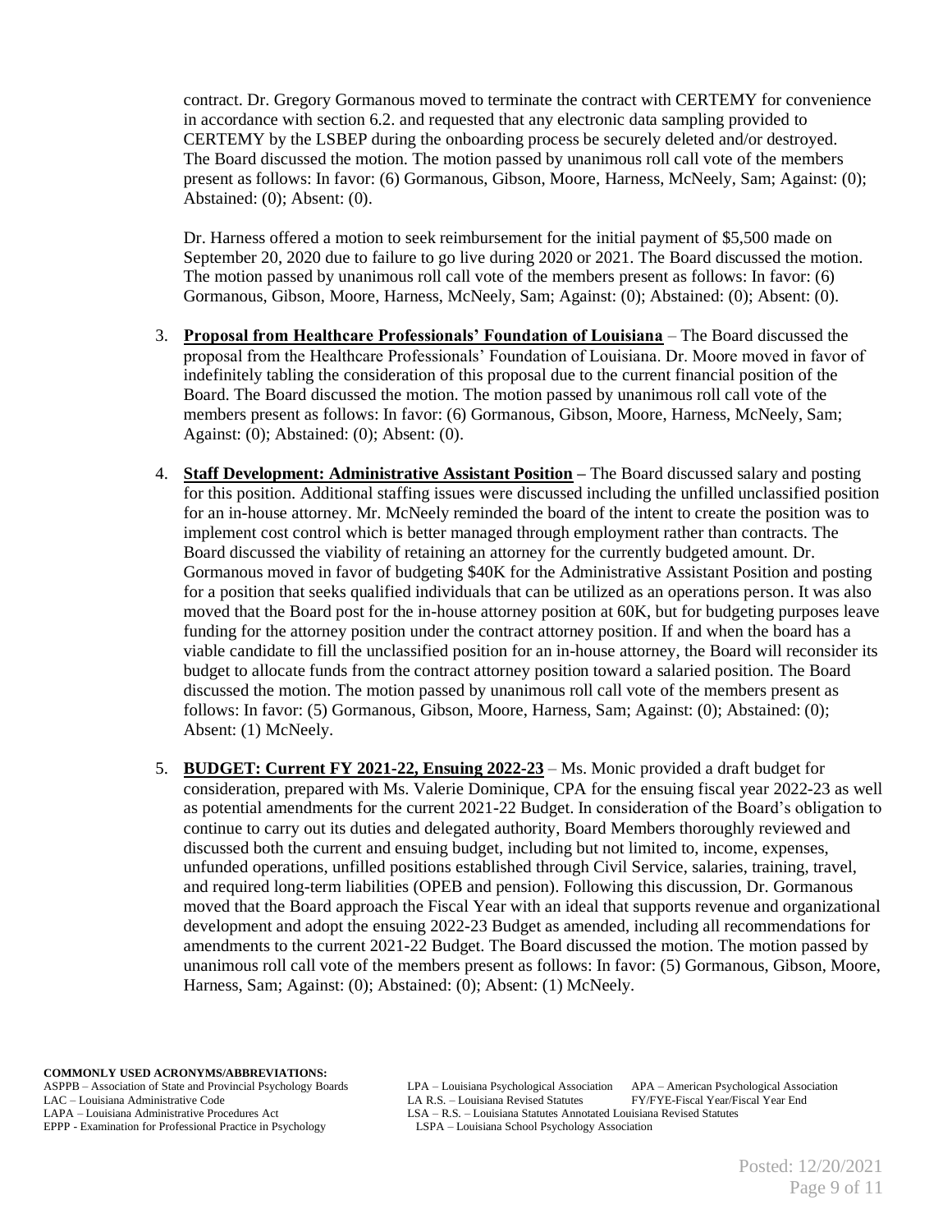contract. Dr. Gregory Gormanous moved to terminate the contract with CERTEMY for convenience in accordance with section 6.2. and requested that any electronic data sampling provided to CERTEMY by the LSBEP during the onboarding process be securely deleted and/or destroyed. The Board discussed the motion. The motion passed by unanimous roll call vote of the members present as follows: In favor: (6) Gormanous, Gibson, Moore, Harness, McNeely, Sam; Against: (0); Abstained: (0); Absent: (0).

Dr. Harness offered a motion to seek reimbursement for the initial payment of $5,500 made on September 20, 2020 due to failure to go live during 2020 or 2021. The Board discussed the motion. The motion passed by unanimous roll call vote of the members present as follows: In favor: (6) Gormanous, Gibson, Moore, Harness, McNeely, Sam; Against: (0); Abstained: (0); Absent: (0).

3. **Proposal from Healthcare Professionals' Foundation of Louisiana** – The Board discussed the proposal from the Healthcare Professionals' Foundation of Louisiana. Dr. Moore moved in favor of indefinitely tabling the consideration of this proposal due to the current financial position of the Board. The Board discussed the motion. The motion passed by unanimous roll call vote of the members present as follows: In favor: (6) Gormanous, Gibson, Moore, Harness, McNeely, Sam; Against: (0); Abstained: (0); Absent: (0).

4. **Staff Development: Administrative Assistant Position** – The Board discussed salary and posting for this position. Additional staffing issues were discussed including the unfilled unclassified position for an in-house attorney. Mr. McNeely reminded the board of the intent to create the position was to implement cost control which is better managed through employment rather than contracts. The Board discussed the viability of retaining an attorney for the currently budgeted amount. Dr. Gormanous moved in favor of budgeting $40K for the Administrative Assistant Position and posting for a position that seeks qualified individuals that can be utilized as an operations person. It was also moved that the Board post for the in-house attorney position at 60K, but for budgeting purposes leave funding for the attorney position under the contract attorney position. If and when the board has a viable candidate to fill the unclassified position for an in-house attorney, the Board will reconsider its budget to allocate funds from the contract attorney position toward a salaried position. The Board discussed the motion. The motion passed by unanimous roll call vote of the members present as follows: In favor: (5) Gormanous, Gibson, Moore, Harness, Sam; Against: (0); Abstained: (0); Absent: (1) McNeely.

5. **BUDGET: Current FY 2021-22, Ensuing 2022-23** – Ms. Monic provided a draft budget for consideration, prepared with Ms. Valerie Dominique, CPA for the ensuing fiscal year 2022-23 as well as potential amendments for the current 2021-22 Budget. In consideration of the Board's obligation to continue to carry out its duties and delegated authority, Board Members thoroughly reviewed and discussed both the current and ensuing budget, including but not limited to, income, expenses, unfunded operations, unfilled positions established through Civil Service, salaries, training, travel, and required long-term liabilities (OPEB and pension). Following this discussion, Dr. Gormanous moved that the Board approach the Fiscal Year with an ideal that supports revenue and organizational development and adopt the ensuing 2022-23 Budget as amended, including all recommendations for amendments to the current 2021-22 Budget. The Board discussed the motion. The motion passed by unanimous roll call vote of the members present as follows: In favor: (5) Gormanous, Gibson, Moore, Harness, Sam; Against: (0); Abstained: (0); Absent: (1) McNeely.

**COMMONLY USED ACRONYMS/ABBREVIATIONS:**
ASPPB – Association of State and Provincial Psychology Boards
LAC – Louisiana Administrative Code
LAPA – Louisiana Administrative Procedures Act
EPPP - Examination for Professional Practice in Psychology
LPA – Louisiana Psychological Association
LA R.S. – Louisiana Revised Statutes
LSA – R.S. – Louisiana Statutes Annotated Louisiana Revised Statutes
LSPA – Louisiana School Psychology Association
APA – American Psychological Association
FY/FYE-Fiscal Year/Fiscal Year End

Posted: 12/20/2021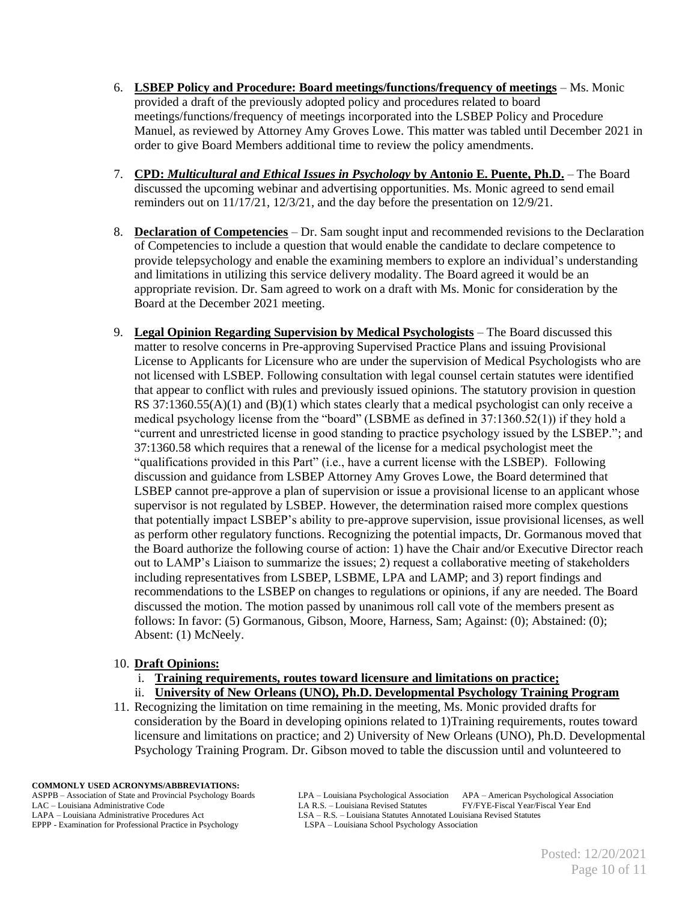6. **LSBEP Policy and Procedure: Board meetings/functions/frequency of meetings** – Ms. Monic provided a draft of the previously adopted policy and procedures related to board meetings/functions/frequency of meetings incorporated into the LSBEP Policy and Procedure Manuel, as reviewed by Attorney Amy Groves Lowe. This matter was tabled until December 2021 in order to give Board Members additional time to review the policy amendments.

7. **CPD: *Multicultural and Ethical Issues in Psychology* by Antonio E. Puente, Ph.D.** – The Board discussed the upcoming webinar and advertising opportunities. Ms. Monic agreed to send email reminders out on 11/17/21, 12/3/21, and the day before the presentation on 12/9/21.

8. **Declaration of Competencies** – Dr. Sam sought input and recommended revisions to the Declaration of Competencies to include a question that would enable the candidate to declare competence to provide telepsychology and enable the examining members to explore an individual's understanding and limitations in utilizing this service delivery modality. The Board agreed it would be an appropriate revision. Dr. Sam agreed to work on a draft with Ms. Monic for consideration by the Board at the December 2021 meeting.

9. **Legal Opinion Regarding Supervision by Medical Psychologists** – The Board discussed this matter to resolve concerns in Pre-approving Supervised Practice Plans and issuing Provisional License to Applicants for Licensure who are under the supervision of Medical Psychologists who are not licensed with LSBEP. Following consultation with legal counsel certain statutes were identified that appear to conflict with rules and previously issued opinions. The statutory provision in question RS 37:1360.55(A)(1) and (B)(1) which states clearly that a medical psychologist can only receive a medical psychology license from the "board" (LSBME as defined in 37:1360.52(1)) if they hold a "current and unrestricted license in good standing to practice psychology issued by the LSBEP."; and 37:1360.58 which requires that a renewal of the license for a medical psychologist meet the "qualifications provided in this Part" (i.e., have a current license with the LSBEP). Following discussion and guidance from LSBEP Attorney Amy Groves Lowe, the Board determined that LSBEP cannot pre-approve a plan of supervision or issue a provisional license to an applicant whose supervisor is not regulated by LSBEP. However, the determination raised more complex questions that potentially impact LSBEP's ability to pre-approve supervision, issue provisional licenses, as well as perform other regulatory functions. Recognizing the potential impacts, Dr. Gormanous moved that the Board authorize the following course of action: 1) have the Chair and/or Executive Director reach out to LAMP's Liaison to summarize the issues; 2) request a collaborative meeting of stakeholders including representatives from LSBEP, LSBME, LPA and LAMP; and 3) report findings and recommendations to the LSBEP on changes to regulations or opinions, if any are needed. The Board discussed the motion. The motion passed by unanimous roll call vote of the members present as follows: In favor: (5) Gormanous, Gibson, Moore, Harness, Sam; Against: (0); Abstained: (0); Absent: (1) McNeely.

10. **Draft Opinions:**
    i. **Training requirements, routes toward licensure and limitations on practice;**
    ii. **University of New Orleans (UNO), Ph.D. Developmental Psychology Training Program**

11. Recognizing the limitation on time remaining in the meeting, Ms. Monic provided drafts for consideration by the Board in developing opinions related to 1)Training requirements, routes toward licensure and limitations on practice; and 2) University of New Orleans (UNO), Ph.D. Developmental Psychology Training Program. Dr. Gibson moved to table the discussion until and volunteered to

**COMMONLY USED ACRONYMS/ABBREVIATIONS:**
ASPPB – Association of State and Provincial Psychology Boards
LAC – Louisiana Administrative Code
LAPA – Louisiana Administrative Procedures Act
EPPP - Examination for Professional Practice in Psychology
LPA – Louisiana Psychological Association
LA R.S. – Louisiana Revised Statutes
LSA – R.S. – Louisiana Statutes Annotated Louisiana Revised Statutes
LSPA – Louisiana School Psychology Association
APA – American Psychological Association
FY/FYE-Fiscal Year/Fiscal Year End

Posted: 12/20/2021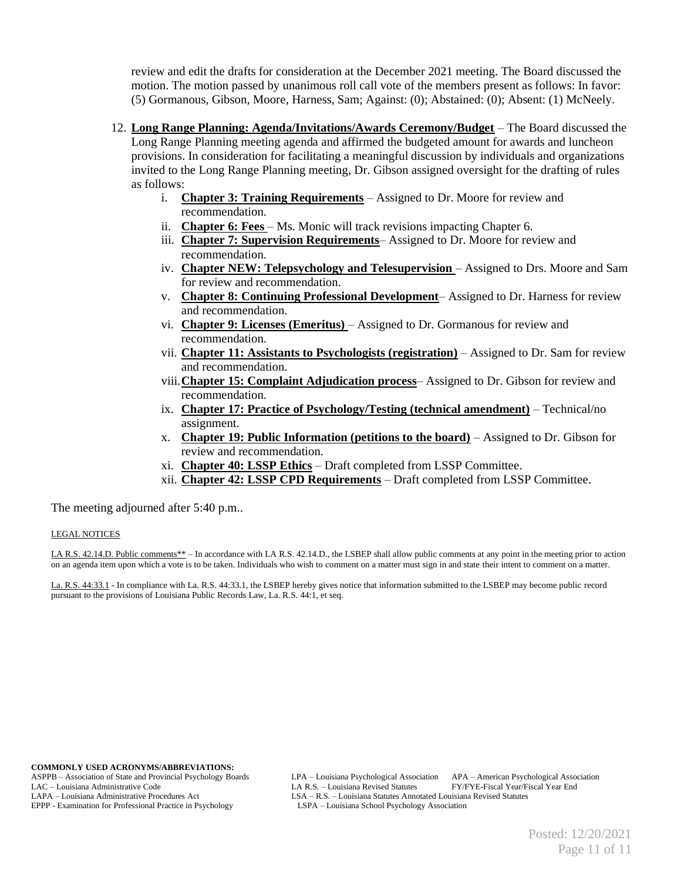review and edit the drafts for consideration at the December 2021 meeting. The Board discussed the motion. The motion passed by unanimous roll call vote of the members present as follows: In favor: (5) Gormanous, Gibson, Moore, Harness, Sam; Against: (0); Abstained: (0); Absent: (1) McNeely.

12. **Long Range Planning: Agenda/Invitations/Awards Ceremony/Budget** – The Board discussed the Long Range Planning meeting agenda and affirmed the budgeted amount for awards and luncheon provisions. In consideration for facilitating a meaningful discussion by individuals and organizations invited to the Long Range Planning meeting, Dr. Gibson assigned oversight for the drafting of rules as follows:
    - i. **Chapter 3: Training Requirements** – Assigned to Dr. Moore for review and recommendation.
    - ii. **Chapter 6: Fees** – Ms. Monic will track revisions impacting Chapter 6.
    - iii. **Chapter 7: Supervision Requirements**– Assigned to Dr. Moore for review and recommendation.
    - iv. **Chapter NEW: Telepsychology and Telesupervision** – Assigned to Drs. Moore and Sam for review and recommendation.
    - v. **Chapter 8: Continuing Professional Development**– Assigned to Dr. Harness for review and recommendation.
    - vi. **Chapter 9: Licenses (Emeritus)** – Assigned to Dr. Gormanous for review and recommendation.
    - vii. **Chapter 11: Assistants to Psychologists (registration)** – Assigned to Dr. Sam for review and recommendation.
    - viii. **Chapter 15: Complaint Adjudication process**– Assigned to Dr. Gibson for review and recommendation.
    - ix. **Chapter 17: Practice of Psychology/Testing (technical amendment)** – Technical/no assignment.
    - x. **Chapter 19: Public Information (petitions to the board)** – Assigned to Dr. Gibson for review and recommendation.
    - xi. **Chapter 40: LSSP Ethics** – Draft completed from LSSP Committee.
    - xii. **Chapter 42: LSSP CPD Requirements** – Draft completed from LSSP Committee.

The meeting adjourned after 5:40 p.m..

LEGAL NOTICES

LA R.S. 42.14.D. Public comments** – In accordance with LA R.S. 42.14.D., the LSBEP shall allow public comments at any point in the meeting prior to action on an agenda item upon which a vote is to be taken. Individuals who wish to comment on a matter must sign in and state their intent to comment on a matter.

La. R.S. 44:33.1 - In compliance with La. R.S. 44:33.1, the LSBEP hereby gives notice that information submitted to the LSBEP may become public record pursuant to the provisions of Louisiana Public Records Law, La. R.S. 44:1, et seq.

**COMMONLY USED ACRONYMS/ABBREVIATIONS:**

ASPPB – Association of State and Provincial Psychology Boards
LAC – Louisiana Administrative Code
LAPA – Louisiana Administrative Procedures Act
EPPP - Examination for Professional Practice in Psychology
LPA – Louisiana Psychological Association
LA R.S. – Louisiana Revised Statutes
LSA – R.S. – Louisiana Statutes Annotated Louisiana Revised Statutes
LSPA – Louisiana School Psychology Association
APA – American Psychological Association
FY/FYE-Fiscal Year/Fiscal Year End

Posted: 12/20/2021